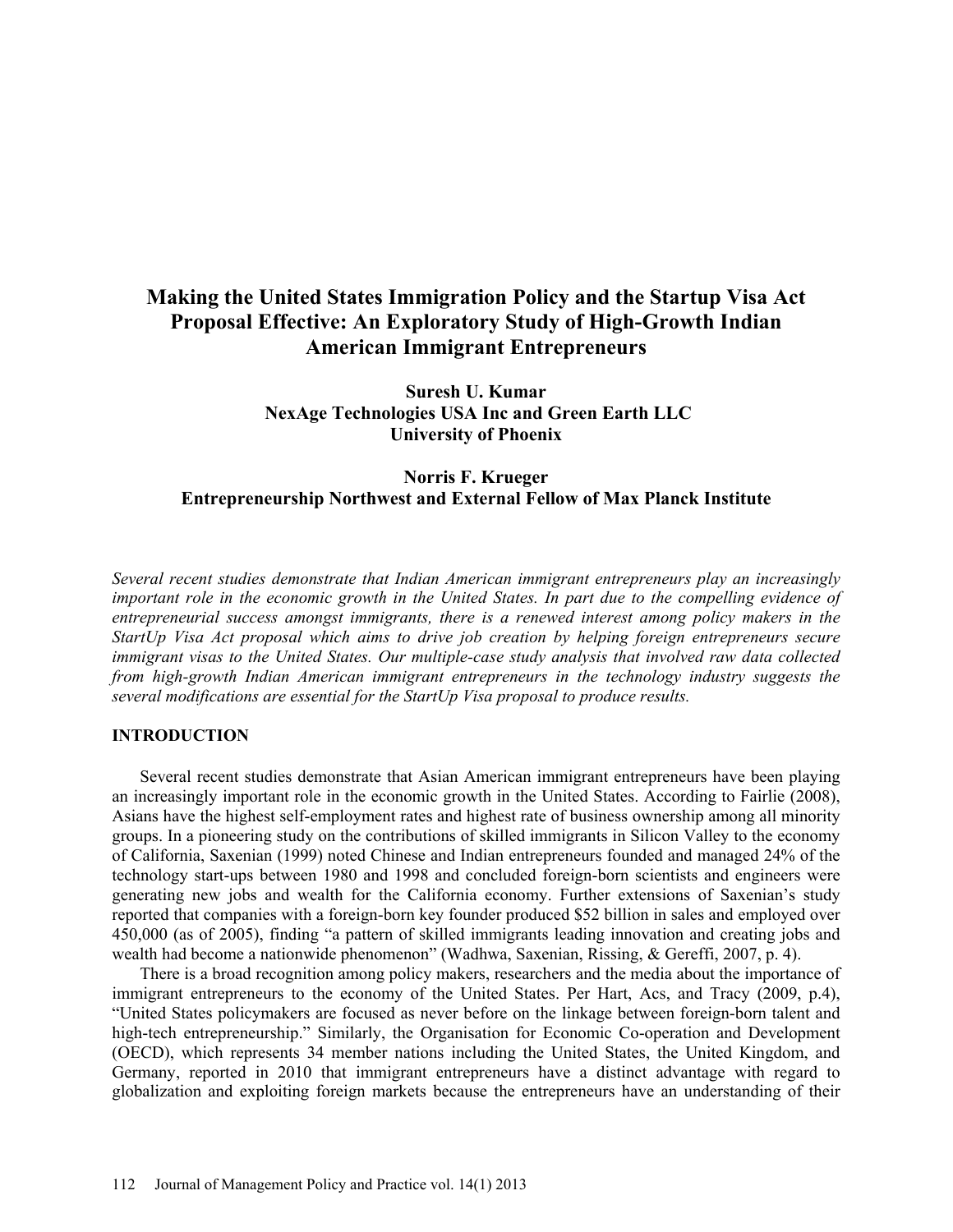# Making the United States Immigration Policy and the Startup Visa Act Proposal Effective: An Exploratory Study of High-Growth Indian American Immigrant Entrepreneurs

**Suresh U. Kumar**
**NexAge Technologies USA Inc and Green Earth LLC**
**University of Phoenix**

**Norris F. Krueger**
**Entrepreneurship Northwest and External Fellow of Max Planck Institute**

*Several recent studies demonstrate that Indian American immigrant entrepreneurs play an increasingly important role in the economic growth in the United States. In part due to the compelling evidence of entrepreneurial success amongst immigrants, there is a renewed interest among policy makers in the StartUp Visa Act proposal which aims to drive job creation by helping foreign entrepreneurs secure immigrant visas to the United States. Our multiple-case study analysis that involved raw data collected from high-growth Indian American immigrant entrepreneurs in the technology industry suggests the several modifications are essential for the StartUp Visa proposal to produce results.*

## INTRODUCTION

Several recent studies demonstrate that Asian American immigrant entrepreneurs have been playing an increasingly important role in the economic growth in the United States. According to Fairlie (2008), Asians have the highest self-employment rates and highest rate of business ownership among all minority groups. In a pioneering study on the contributions of skilled immigrants in Silicon Valley to the economy of California, Saxenian (1999) noted Chinese and Indian entrepreneurs founded and managed 24% of the technology start-ups between 1980 and 1998 and concluded foreign-born scientists and engineers were generating new jobs and wealth for the California economy. Further extensions of Saxenian's study reported that companies with a foreign-born key founder produced $52 billion in sales and employed over 450,000 (as of 2005), finding "a pattern of skilled immigrants leading innovation and creating jobs and wealth had become a nationwide phenomenon" (Wadhwa, Saxenian, Rissing, & Gereffi, 2007, p. 4).

There is a broad recognition among policy makers, researchers and the media about the importance of immigrant entrepreneurs to the economy of the United States. Per Hart, Acs, and Tracy (2009, p.4), "United States policymakers are focused as never before on the linkage between foreign-born talent and high-tech entrepreneurship." Similarly, the Organisation for Economic Co-operation and Development (OECD), which represents 34 member nations including the United States, the United Kingdom, and Germany, reported in 2010 that immigrant entrepreneurs have a distinct advantage with regard to globalization and exploiting foreign markets because the entrepreneurs have an understanding of their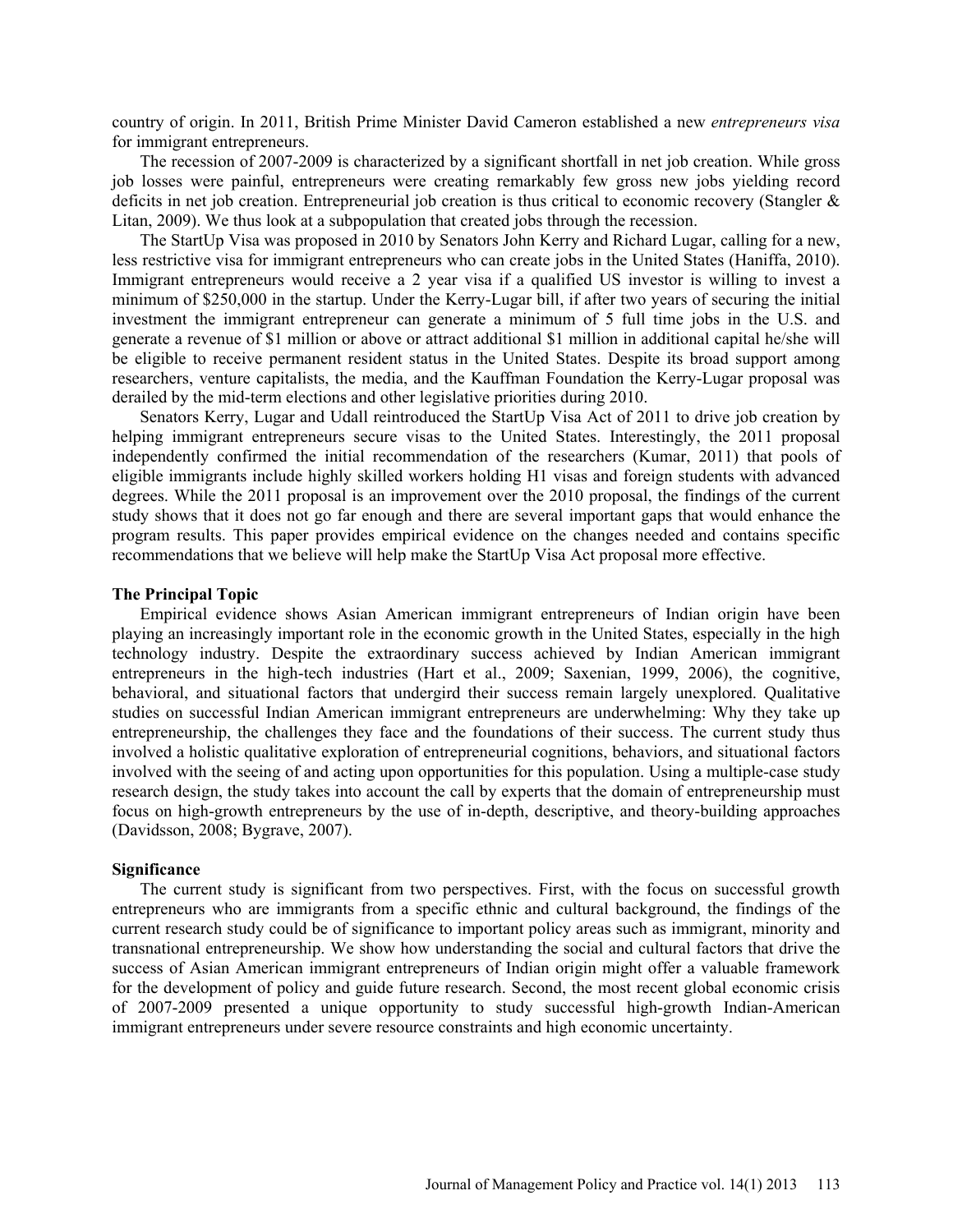country of origin. In 2011, British Prime Minister David Cameron established a new *entrepreneurs visa* for immigrant entrepreneurs.

The recession of 2007-2009 is characterized by a significant shortfall in net job creation. While gross job losses were painful, entrepreneurs were creating remarkably few gross new jobs yielding record deficits in net job creation. Entrepreneurial job creation is thus critical to economic recovery (Stangler & Litan, 2009). We thus look at a subpopulation that created jobs through the recession.

The StartUp Visa was proposed in 2010 by Senators John Kerry and Richard Lugar, calling for a new, less restrictive visa for immigrant entrepreneurs who can create jobs in the United States (Haniffa, 2010). Immigrant entrepreneurs would receive a 2 year visa if a qualified US investor is willing to invest a minimum of $250,000 in the startup. Under the Kerry-Lugar bill, if after two years of securing the initial investment the immigrant entrepreneur can generate a minimum of 5 full time jobs in the U.S. and generate a revenue of $1 million or above or attract additional $1 million in additional capital he/she will be eligible to receive permanent resident status in the United States. Despite its broad support among researchers, venture capitalists, the media, and the Kauffman Foundation the Kerry-Lugar proposal was derailed by the mid-term elections and other legislative priorities during 2010.

Senators Kerry, Lugar and Udall reintroduced the StartUp Visa Act of 2011 to drive job creation by helping immigrant entrepreneurs secure visas to the United States. Interestingly, the 2011 proposal independently confirmed the initial recommendation of the researchers (Kumar, 2011) that pools of eligible immigrants include highly skilled workers holding H1 visas and foreign students with advanced degrees. While the 2011 proposal is an improvement over the 2010 proposal, the findings of the current study shows that it does not go far enough and there are several important gaps that would enhance the program results. This paper provides empirical evidence on the changes needed and contains specific recommendations that we believe will help make the StartUp Visa Act proposal more effective.

**The Principal Topic**

Empirical evidence shows Asian American immigrant entrepreneurs of Indian origin have been playing an increasingly important role in the economic growth in the United States, especially in the high technology industry. Despite the extraordinary success achieved by Indian American immigrant entrepreneurs in the high-tech industries (Hart et al., 2009; Saxenian, 1999, 2006), the cognitive, behavioral, and situational factors that undergird their success remain largely unexplored. Qualitative studies on successful Indian American immigrant entrepreneurs are underwhelming: Why they take up entrepreneurship, the challenges they face and the foundations of their success. The current study thus involved a holistic qualitative exploration of entrepreneurial cognitions, behaviors, and situational factors involved with the seeing of and acting upon opportunities for this population. Using a multiple-case study research design, the study takes into account the call by experts that the domain of entrepreneurship must focus on high-growth entrepreneurs by the use of in-depth, descriptive, and theory-building approaches (Davidsson, 2008; Bygrave, 2007).

**Significance**

The current study is significant from two perspectives. First, with the focus on successful growth entrepreneurs who are immigrants from a specific ethnic and cultural background, the findings of the current research study could be of significance to important policy areas such as immigrant, minority and transnational entrepreneurship. We show how understanding the social and cultural factors that drive the success of Asian American immigrant entrepreneurs of Indian origin might offer a valuable framework for the development of policy and guide future research. Second, the most recent global economic crisis of 2007-2009 presented a unique opportunity to study successful high-growth Indian-American immigrant entrepreneurs under severe resource constraints and high economic uncertainty.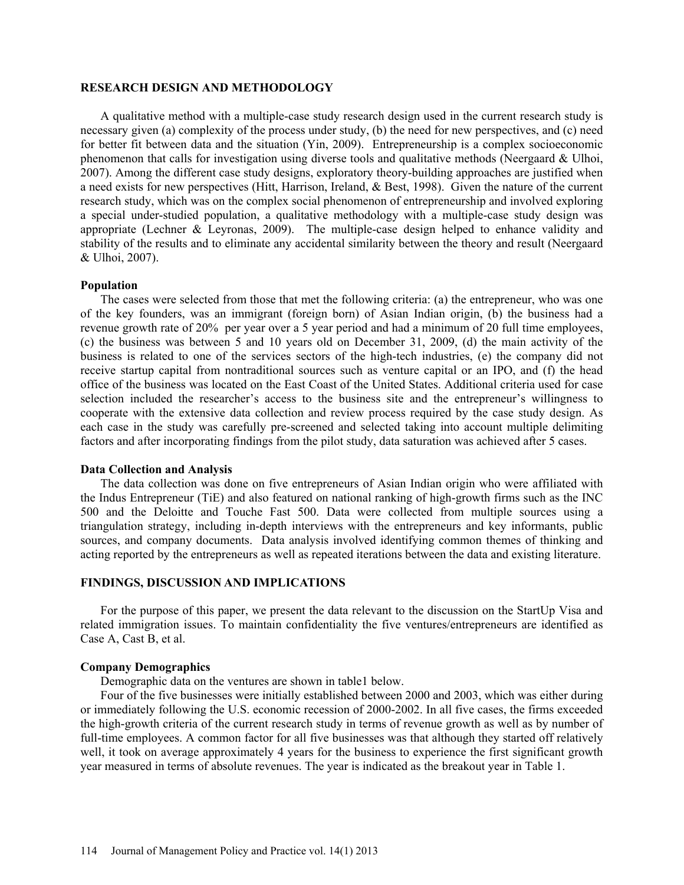## RESEARCH DESIGN AND METHODOLOGY

A qualitative method with a multiple-case study research design used in the current research study is necessary given (a) complexity of the process under study, (b) the need for new perspectives, and (c) need for better fit between data and the situation (Yin, 2009). Entrepreneurship is a complex socioeconomic phenomenon that calls for investigation using diverse tools and qualitative methods (Neergaard & Ulhoi, 2007). Among the different case study designs, exploratory theory-building approaches are justified when a need exists for new perspectives (Hitt, Harrison, Ireland, & Best, 1998). Given the nature of the current research study, which was on the complex social phenomenon of entrepreneurship and involved exploring a special under-studied population, a qualitative methodology with a multiple-case study design was appropriate (Lechner & Leyronas, 2009). The multiple-case design helped to enhance validity and stability of the results and to eliminate any accidental similarity between the theory and result (Neergaard & Ulhoi, 2007).

### Population

The cases were selected from those that met the following criteria: (a) the entrepreneur, who was one of the key founders, was an immigrant (foreign born) of Asian Indian origin, (b) the business had a revenue growth rate of 20% per year over a 5 year period and had a minimum of 20 full time employees, (c) the business was between 5 and 10 years old on December 31, 2009, (d) the main activity of the business is related to one of the services sectors of the high-tech industries, (e) the company did not receive startup capital from nontraditional sources such as venture capital or an IPO, and (f) the head office of the business was located on the East Coast of the United States. Additional criteria used for case selection included the researcher's access to the business site and the entrepreneur's willingness to cooperate with the extensive data collection and review process required by the case study design. As each case in the study was carefully pre-screened and selected taking into account multiple delimiting factors and after incorporating findings from the pilot study, data saturation was achieved after 5 cases.

### Data Collection and Analysis

The data collection was done on five entrepreneurs of Asian Indian origin who were affiliated with the Indus Entrepreneur (TiE) and also featured on national ranking of high-growth firms such as the INC 500 and the Deloitte and Touche Fast 500. Data were collected from multiple sources using a triangulation strategy, including in-depth interviews with the entrepreneurs and key informants, public sources, and company documents. Data analysis involved identifying common themes of thinking and acting reported by the entrepreneurs as well as repeated iterations between the data and existing literature.

## FINDINGS, DISCUSSION AND IMPLICATIONS

For the purpose of this paper, we present the data relevant to the discussion on the StartUp Visa and related immigration issues. To maintain confidentiality the five ventures/entrepreneurs are identified as Case A, Cast B, et al.

### Company Demographics

Demographic data on the ventures are shown in table1 below.

Four of the five businesses were initially established between 2000 and 2003, which was either during or immediately following the U.S. economic recession of 2000-2002. In all five cases, the firms exceeded the high-growth criteria of the current research study in terms of revenue growth as well as by number of full-time employees. A common factor for all five businesses was that although they started off relatively well, it took on average approximately 4 years for the business to experience the first significant growth year measured in terms of absolute revenues. The year is indicated as the breakout year in Table 1.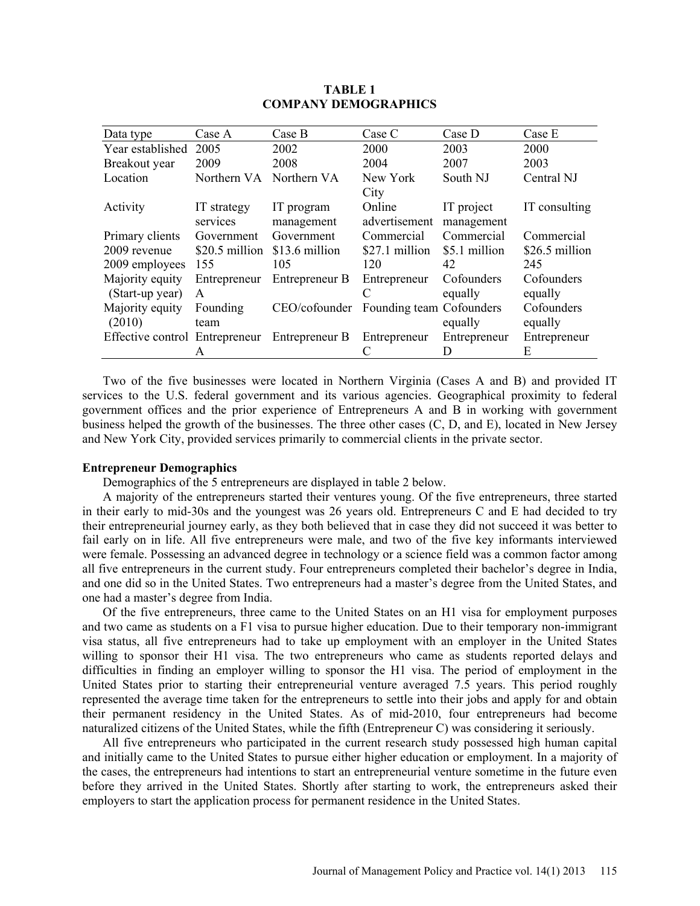**TABLE 1**
**COMPANY DEMOGRAPHICS**

| Data type | Case A | Case B | Case C | Case D | Case E |
|---|---|---|---|---|---|
| Year established | 2005 | 2002 | 2000 | 2003 | 2000 |
| Breakout year | 2009 | 2008 | 2004 | 2007 | 2003 |
| Location | Northern VA | Northern VA | New York City | South NJ | Central NJ |
| Activity | IT strategy services | IT program management | Online advertisement | IT project management | IT consulting |
| Primary clients | Government | Government | Commercial | Commercial | Commercial |
| 2009 revenue | $20.5 million | $13.6 million | $27.1 million | $5.1 million | $26.5 million |
| 2009 employees | 155 | 105 | 120 | 42 | 245 |
| Majority equity (Start-up year) | Entrepreneur A | Entrepreneur B | Entrepreneur C | Cofounders equally | Cofounders equally |
| Majority equity (2010) | Founding team | CEO/cofounder | Founding team | Cofounders equally | Cofounders equally |
| Effective control | Entrepreneur A | Entrepreneur B | Entrepreneur C | Entrepreneur D | Entrepreneur E |

Two of the five businesses were located in Northern Virginia (Cases A and B) and provided IT services to the U.S. federal government and its various agencies. Geographical proximity to federal government offices and the prior experience of Entrepreneurs A and B in working with government business helped the growth of the businesses. The three other cases (C, D, and E), located in New Jersey and New York City, provided services primarily to commercial clients in the private sector.

**Entrepreneur Demographics**

Demographics of the 5 entrepreneurs are displayed in table 2 below.

A majority of the entrepreneurs started their ventures young. Of the five entrepreneurs, three started in their early to mid-30s and the youngest was 26 years old. Entrepreneurs C and E had decided to try their entrepreneurial journey early, as they both believed that in case they did not succeed it was better to fail early on in life. All five entrepreneurs were male, and two of the five key informants interviewed were female. Possessing an advanced degree in technology or a science field was a common factor among all five entrepreneurs in the current study. Four entrepreneurs completed their bachelor's degree in India, and one did so in the United States. Two entrepreneurs had a master's degree from the United States, and one had a master's degree from India.

Of the five entrepreneurs, three came to the United States on an H1 visa for employment purposes and two came as students on a F1 visa to pursue higher education. Due to their temporary non-immigrant visa status, all five entrepreneurs had to take up employment with an employer in the United States willing to sponsor their H1 visa. The two entrepreneurs who came as students reported delays and difficulties in finding an employer willing to sponsor the H1 visa. The period of employment in the United States prior to starting their entrepreneurial venture averaged 7.5 years. This period roughly represented the average time taken for the entrepreneurs to settle into their jobs and apply for and obtain their permanent residency in the United States. As of mid-2010, four entrepreneurs had become naturalized citizens of the United States, while the fifth (Entrepreneur C) was considering it seriously.

All five entrepreneurs who participated in the current research study possessed high human capital and initially came to the United States to pursue either higher education or employment. In a majority of the cases, the entrepreneurs had intentions to start an entrepreneurial venture sometime in the future even before they arrived in the United States. Shortly after starting to work, the entrepreneurs asked their employers to start the application process for permanent residence in the United States.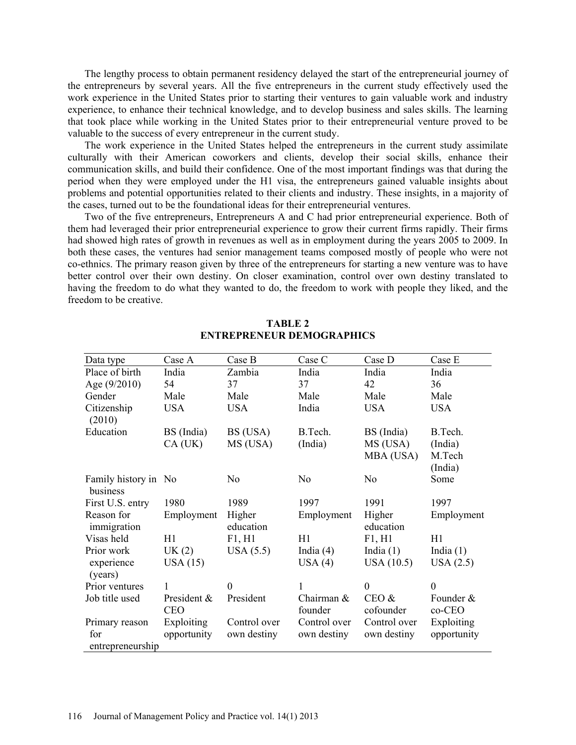The lengthy process to obtain permanent residency delayed the start of the entrepreneurial journey of the entrepreneurs by several years. All the five entrepreneurs in the current study effectively used the work experience in the United States prior to starting their ventures to gain valuable work and industry experience, to enhance their technical knowledge, and to develop business and sales skills. The learning that took place while working in the United States prior to their entrepreneurial venture proved to be valuable to the success of every entrepreneur in the current study.

The work experience in the United States helped the entrepreneurs in the current study assimilate culturally with their American coworkers and clients, develop their social skills, enhance their communication skills, and build their confidence. One of the most important findings was that during the period when they were employed under the H1 visa, the entrepreneurs gained valuable insights about problems and potential opportunities related to their clients and industry. These insights, in a majority of the cases, turned out to be the foundational ideas for their entrepreneurial ventures.

Two of the five entrepreneurs, Entrepreneurs A and C had prior entrepreneurial experience. Both of them had leveraged their prior entrepreneurial experience to grow their current firms rapidly. Their firms had showed high rates of growth in revenues as well as in employment during the years 2005 to 2009. In both these cases, the ventures had senior management teams composed mostly of people who were not co-ethnics. The primary reason given by three of the entrepreneurs for starting a new venture was to have better control over their own destiny. On closer examination, control over own destiny translated to having the freedom to do what they wanted to do, the freedom to work with people they liked, and the freedom to be creative.

**TABLE 2**
**ENTREPRENEUR DEMOGRAPHICS**

| Data type | Case A | Case B | Case C | Case D | Case E |
|---|---|---|---|---|---|
| Place of birth | India | Zambia | India | India | India |
| Age (9/2010) | 54 | 37 | 37 | 42 | 36 |
| Gender | Male | Male | Male | Male | Male |
| Citizenship (2010) | USA | USA | India | USA | USA |
| Education | BS (India) CA (UK) | BS (USA) MS (USA) | B.Tech. (India) | BS (India) MS (USA) MBA (USA) | B.Tech. (India) M.Tech (India) |
| Family history in business | No | No | No | No | Some |
| First U.S. entry | 1980 | 1989 | 1997 | 1991 | 1997 |
| Reason for immigration | Employment | Higher education | Employment | Higher education | Employment |
| Visas held | H1 | F1, H1 | H1 | F1, H1 | H1 |
| Prior work experience (years) | UK (2) USA (15) | USA (5.5) | India (4) USA (4) | India (1) USA (10.5) | India (1) USA (2.5) |
| Prior ventures | 1 | 0 | 1 | 0 | 0 |
| Job title used | President & CEO | President | Chairman & founder | CEO & cofounder | Founder & co-CEO |
| Primary reason for entrepreneurship | Exploiting opportunity | Control over own destiny | Control over own destiny | Control over own destiny | Exploiting opportunity |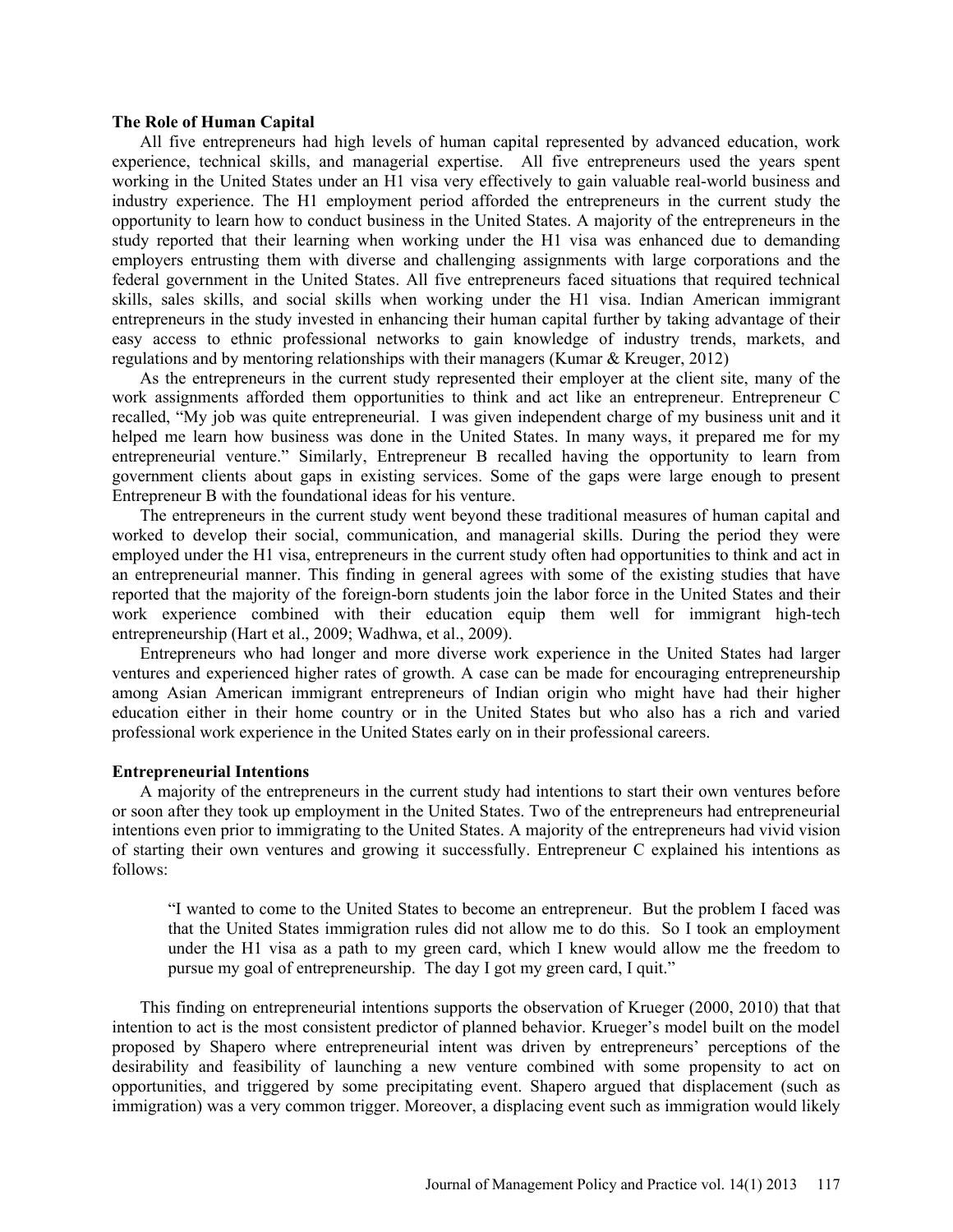**The Role of Human Capital**

All five entrepreneurs had high levels of human capital represented by advanced education, work experience, technical skills, and managerial expertise. All five entrepreneurs used the years spent working in the United States under an H1 visa very effectively to gain valuable real-world business and industry experience. The H1 employment period afforded the entrepreneurs in the current study the opportunity to learn how to conduct business in the United States. A majority of the entrepreneurs in the study reported that their learning when working under the H1 visa was enhanced due to demanding employers entrusting them with diverse and challenging assignments with large corporations and the federal government in the United States. All five entrepreneurs faced situations that required technical skills, sales skills, and social skills when working under the H1 visa. Indian American immigrant entrepreneurs in the study invested in enhancing their human capital further by taking advantage of their easy access to ethnic professional networks to gain knowledge of industry trends, markets, and regulations and by mentoring relationships with their managers (Kumar & Kreuger, 2012)

As the entrepreneurs in the current study represented their employer at the client site, many of the work assignments afforded them opportunities to think and act like an entrepreneur. Entrepreneur C recalled, "My job was quite entrepreneurial. I was given independent charge of my business unit and it helped me learn how business was done in the United States. In many ways, it prepared me for my entrepreneurial venture." Similarly, Entrepreneur B recalled having the opportunity to learn from government clients about gaps in existing services. Some of the gaps were large enough to present Entrepreneur B with the foundational ideas for his venture.

The entrepreneurs in the current study went beyond these traditional measures of human capital and worked to develop their social, communication, and managerial skills. During the period they were employed under the H1 visa, entrepreneurs in the current study often had opportunities to think and act in an entrepreneurial manner. This finding in general agrees with some of the existing studies that have reported that the majority of the foreign-born students join the labor force in the United States and their work experience combined with their education equip them well for immigrant high-tech entrepreneurship (Hart et al., 2009; Wadhwa, et al., 2009).

Entrepreneurs who had longer and more diverse work experience in the United States had larger ventures and experienced higher rates of growth. A case can be made for encouraging entrepreneurship among Asian American immigrant entrepreneurs of Indian origin who might have had their higher education either in their home country or in the United States but who also has a rich and varied professional work experience in the United States early on in their professional careers.

**Entrepreneurial Intentions**

A majority of the entrepreneurs in the current study had intentions to start their own ventures before or soon after they took up employment in the United States. Two of the entrepreneurs had entrepreneurial intentions even prior to immigrating to the United States. A majority of the entrepreneurs had vivid vision of starting their own ventures and growing it successfully. Entrepreneur C explained his intentions as follows:

> "I wanted to come to the United States to become an entrepreneur. But the problem I faced was that the United States immigration rules did not allow me to do this. So I took an employment under the H1 visa as a path to my green card, which I knew would allow me the freedom to pursue my goal of entrepreneurship. The day I got my green card, I quit."

This finding on entrepreneurial intentions supports the observation of Krueger (2000, 2010) that that intention to act is the most consistent predictor of planned behavior. Krueger's model built on the model proposed by Shapero where entrepreneurial intent was driven by entrepreneurs' perceptions of the desirability and feasibility of launching a new venture combined with some propensity to act on opportunities, and triggered by some precipitating event. Shapero argued that displacement (such as immigration) was a very common trigger. Moreover, a displacing event such as immigration would likely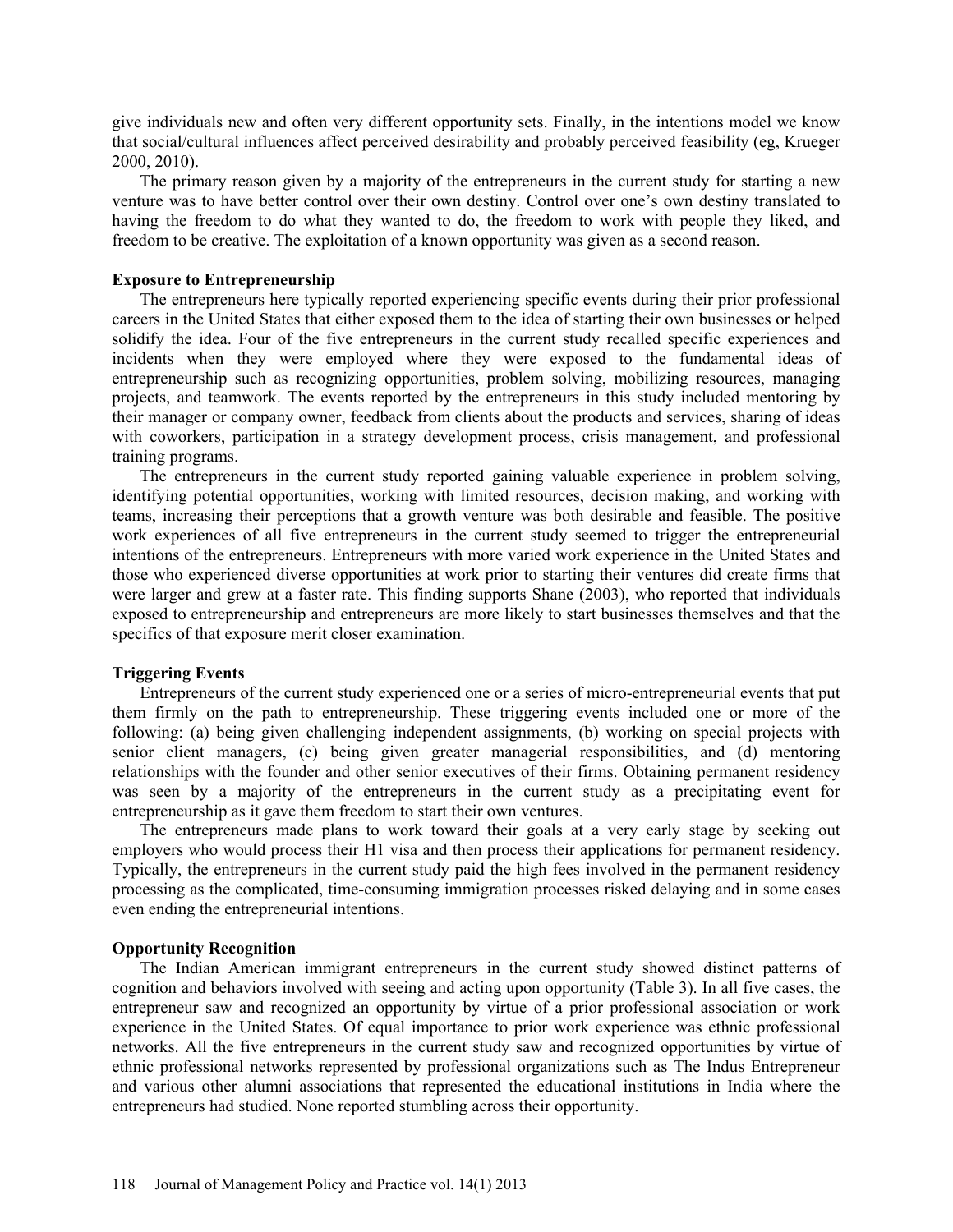give individuals new and often very different opportunity sets. Finally, in the intentions model we know that social/cultural influences affect perceived desirability and probably perceived feasibility (eg, Krueger 2000, 2010).

The primary reason given by a majority of the entrepreneurs in the current study for starting a new venture was to have better control over their own destiny. Control over one's own destiny translated to having the freedom to do what they wanted to do, the freedom to work with people they liked, and freedom to be creative. The exploitation of a known opportunity was given as a second reason.

### Exposure to Entrepreneurship

The entrepreneurs here typically reported experiencing specific events during their prior professional careers in the United States that either exposed them to the idea of starting their own businesses or helped solidify the idea. Four of the five entrepreneurs in the current study recalled specific experiences and incidents when they were employed where they were exposed to the fundamental ideas of entrepreneurship such as recognizing opportunities, problem solving, mobilizing resources, managing projects, and teamwork. The events reported by the entrepreneurs in this study included mentoring by their manager or company owner, feedback from clients about the products and services, sharing of ideas with coworkers, participation in a strategy development process, crisis management, and professional training programs.

The entrepreneurs in the current study reported gaining valuable experience in problem solving, identifying potential opportunities, working with limited resources, decision making, and working with teams, increasing their perceptions that a growth venture was both desirable and feasible. The positive work experiences of all five entrepreneurs in the current study seemed to trigger the entrepreneurial intentions of the entrepreneurs. Entrepreneurs with more varied work experience in the United States and those who experienced diverse opportunities at work prior to starting their ventures did create firms that were larger and grew at a faster rate. This finding supports Shane (2003), who reported that individuals exposed to entrepreneurship and entrepreneurs are more likely to start businesses themselves and that the specifics of that exposure merit closer examination.

### Triggering Events

Entrepreneurs of the current study experienced one or a series of micro-entrepreneurial events that put them firmly on the path to entrepreneurship. These triggering events included one or more of the following: (a) being given challenging independent assignments, (b) working on special projects with senior client managers, (c) being given greater managerial responsibilities, and (d) mentoring relationships with the founder and other senior executives of their firms. Obtaining permanent residency was seen by a majority of the entrepreneurs in the current study as a precipitating event for entrepreneurship as it gave them freedom to start their own ventures.

The entrepreneurs made plans to work toward their goals at a very early stage by seeking out employers who would process their H1 visa and then process their applications for permanent residency. Typically, the entrepreneurs in the current study paid the high fees involved in the permanent residency processing as the complicated, time-consuming immigration processes risked delaying and in some cases even ending the entrepreneurial intentions.

### Opportunity Recognition

The Indian American immigrant entrepreneurs in the current study showed distinct patterns of cognition and behaviors involved with seeing and acting upon opportunity (Table 3). In all five cases, the entrepreneur saw and recognized an opportunity by virtue of a prior professional association or work experience in the United States. Of equal importance to prior work experience was ethnic professional networks. All the five entrepreneurs in the current study saw and recognized opportunities by virtue of ethnic professional networks represented by professional organizations such as The Indus Entrepreneur and various other alumni associations that represented the educational institutions in India where the entrepreneurs had studied. None reported stumbling across their opportunity.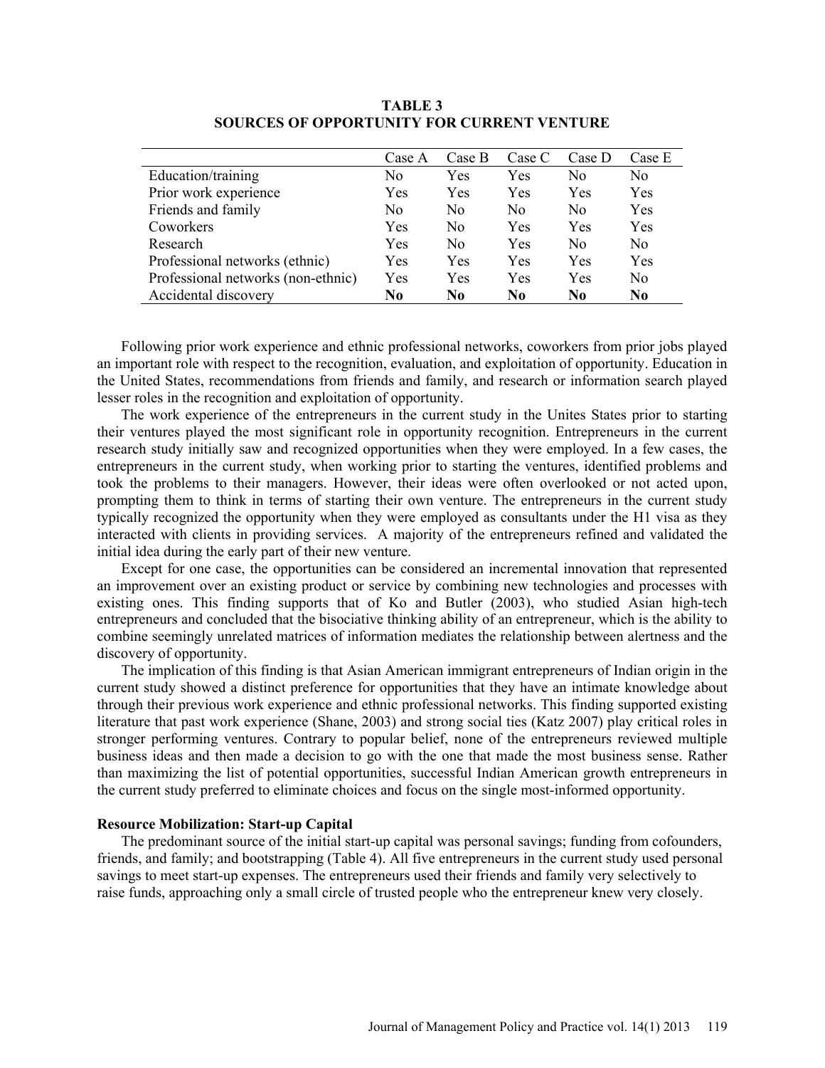**TABLE 3**
**SOURCES OF OPPORTUNITY FOR CURRENT VENTURE**

| | Case A | Case B | Case C | Case D | Case E |
|---|---|---|---|---|---|
| Education/training | No | Yes | Yes | No | No |
| Prior work experience | Yes | Yes | Yes | Yes | Yes |
| Friends and family | No | No | No | No | Yes |
| Coworkers | Yes | No | Yes | Yes | Yes |
| Research | Yes | No | Yes | No | No |
| Professional networks (ethnic) | Yes | Yes | Yes | Yes | Yes |
| Professional networks (non-ethnic) | Yes | Yes | Yes | Yes | No |
| Accidental discovery | **No** | **No** | **No** | **No** | **No** |

Following prior work experience and ethnic professional networks, coworkers from prior jobs played an important role with respect to the recognition, evaluation, and exploitation of opportunity. Education in the United States, recommendations from friends and family, and research or information search played lesser roles in the recognition and exploitation of opportunity.

The work experience of the entrepreneurs in the current study in the Unites States prior to starting their ventures played the most significant role in opportunity recognition. Entrepreneurs in the current research study initially saw and recognized opportunities when they were employed. In a few cases, the entrepreneurs in the current study, when working prior to starting the ventures, identified problems and took the problems to their managers. However, their ideas were often overlooked or not acted upon, prompting them to think in terms of starting their own venture. The entrepreneurs in the current study typically recognized the opportunity when they were employed as consultants under the H1 visa as they interacted with clients in providing services. A majority of the entrepreneurs refined and validated the initial idea during the early part of their new venture.

Except for one case, the opportunities can be considered an incremental innovation that represented an improvement over an existing product or service by combining new technologies and processes with existing ones. This finding supports that of Ko and Butler (2003), who studied Asian high-tech entrepreneurs and concluded that the bisociative thinking ability of an entrepreneur, which is the ability to combine seemingly unrelated matrices of information mediates the relationship between alertness and the discovery of opportunity.

The implication of this finding is that Asian American immigrant entrepreneurs of Indian origin in the current study showed a distinct preference for opportunities that they have an intimate knowledge about through their previous work experience and ethnic professional networks. This finding supported existing literature that past work experience (Shane, 2003) and strong social ties (Katz 2007) play critical roles in stronger performing ventures. Contrary to popular belief, none of the entrepreneurs reviewed multiple business ideas and then made a decision to go with the one that made the most business sense. Rather than maximizing the list of potential opportunities, successful Indian American growth entrepreneurs in the current study preferred to eliminate choices and focus on the single most-informed opportunity.

### Resource Mobilization: Start-up Capital

The predominant source of the initial start-up capital was personal savings; funding from cofounders, friends, and family; and bootstrapping (Table 4). All five entrepreneurs in the current study used personal savings to meet start-up expenses. The entrepreneurs used their friends and family very selectively to raise funds, approaching only a small circle of trusted people who the entrepreneur knew very closely.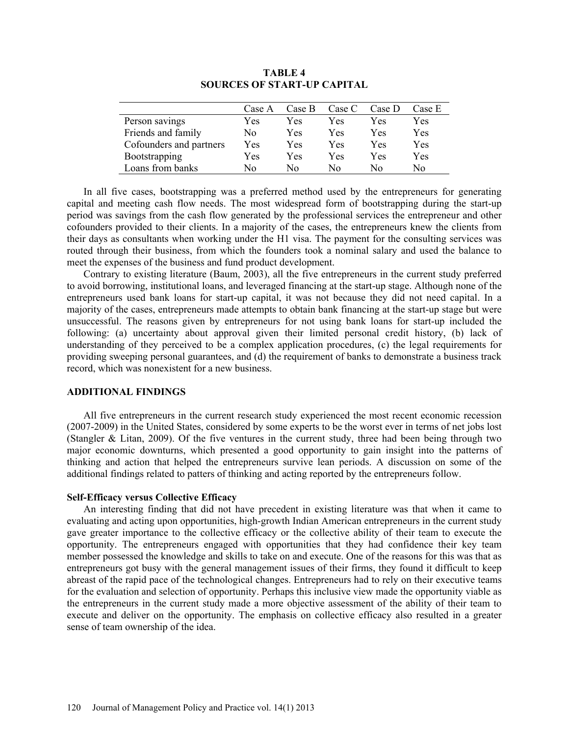**TABLE 4**
**SOURCES OF START-UP CAPITAL**

| | Case A | Case B | Case C | Case D | Case E |
|---|---|---|---|---|---|
| Person savings | Yes | Yes | Yes | Yes | Yes |
| Friends and family | No | Yes | Yes | Yes | Yes |
| Cofounders and partners | Yes | Yes | Yes | Yes | Yes |
| Bootstrapping | Yes | Yes | Yes | Yes | Yes |
| Loans from banks | No | No | No | No | No |

In all five cases, bootstrapping was a preferred method used by the entrepreneurs for generating capital and meeting cash flow needs. The most widespread form of bootstrapping during the start-up period was savings from the cash flow generated by the professional services the entrepreneur and other cofounders provided to their clients. In a majority of the cases, the entrepreneurs knew the clients from their days as consultants when working under the H1 visa. The payment for the consulting services was routed through their business, from which the founders took a nominal salary and used the balance to meet the expenses of the business and fund product development.

Contrary to existing literature (Baum, 2003), all the five entrepreneurs in the current study preferred to avoid borrowing, institutional loans, and leveraged financing at the start-up stage. Although none of the entrepreneurs used bank loans for start-up capital, it was not because they did not need capital. In a majority of the cases, entrepreneurs made attempts to obtain bank financing at the start-up stage but were unsuccessful. The reasons given by entrepreneurs for not using bank loans for start-up included the following: (a) uncertainty about approval given their limited personal credit history, (b) lack of understanding of they perceived to be a complex application procedures, (c) the legal requirements for providing sweeping personal guarantees, and (d) the requirement of banks to demonstrate a business track record, which was nonexistent for a new business.

## ADDITIONAL FINDINGS

All five entrepreneurs in the current research study experienced the most recent economic recession (2007-2009) in the United States, considered by some experts to be the worst ever in terms of net jobs lost (Stangler & Litan, 2009). Of the five ventures in the current study, three had been being through two major economic downturns, which presented a good opportunity to gain insight into the patterns of thinking and action that helped the entrepreneurs survive lean periods. A discussion on some of the additional findings related to patters of thinking and acting reported by the entrepreneurs follow.

### Self-Efficacy versus Collective Efficacy

An interesting finding that did not have precedent in existing literature was that when it came to evaluating and acting upon opportunities, high-growth Indian American entrepreneurs in the current study gave greater importance to the collective efficacy or the collective ability of their team to execute the opportunity. The entrepreneurs engaged with opportunities that they had confidence their key team member possessed the knowledge and skills to take on and execute. One of the reasons for this was that as entrepreneurs got busy with the general management issues of their firms, they found it difficult to keep abreast of the rapid pace of the technological changes. Entrepreneurs had to rely on their executive teams for the evaluation and selection of opportunity. Perhaps this inclusive view made the opportunity viable as the entrepreneurs in the current study made a more objective assessment of the ability of their team to execute and deliver on the opportunity. The emphasis on collective efficacy also resulted in a greater sense of team ownership of the idea.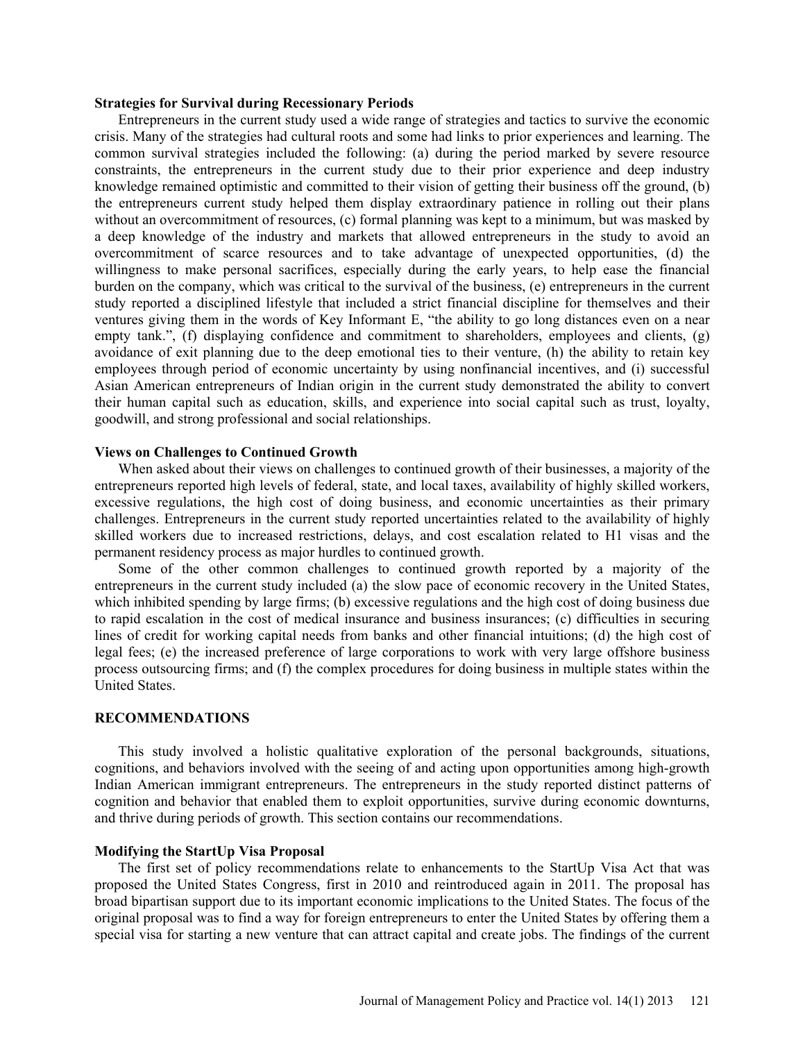### Strategies for Survival during Recessionary Periods

Entrepreneurs in the current study used a wide range of strategies and tactics to survive the economic crisis. Many of the strategies had cultural roots and some had links to prior experiences and learning. The common survival strategies included the following: (a) during the period marked by severe resource constraints, the entrepreneurs in the current study due to their prior experience and deep industry knowledge remained optimistic and committed to their vision of getting their business off the ground, (b) the entrepreneurs current study helped them display extraordinary patience in rolling out their plans without an overcommitment of resources, (c) formal planning was kept to a minimum, but was masked by a deep knowledge of the industry and markets that allowed entrepreneurs in the study to avoid an overcommitment of scarce resources and to take advantage of unexpected opportunities, (d) the willingness to make personal sacrifices, especially during the early years, to help ease the financial burden on the company, which was critical to the survival of the business, (e) entrepreneurs in the current study reported a disciplined lifestyle that included a strict financial discipline for themselves and their ventures giving them in the words of Key Informant E, "the ability to go long distances even on a near empty tank.", (f) displaying confidence and commitment to shareholders, employees and clients, (g) avoidance of exit planning due to the deep emotional ties to their venture, (h) the ability to retain key employees through period of economic uncertainty by using nonfinancial incentives, and (i) successful Asian American entrepreneurs of Indian origin in the current study demonstrated the ability to convert their human capital such as education, skills, and experience into social capital such as trust, loyalty, goodwill, and strong professional and social relationships.

### Views on Challenges to Continued Growth

When asked about their views on challenges to continued growth of their businesses, a majority of the entrepreneurs reported high levels of federal, state, and local taxes, availability of highly skilled workers, excessive regulations, the high cost of doing business, and economic uncertainties as their primary challenges. Entrepreneurs in the current study reported uncertainties related to the availability of highly skilled workers due to increased restrictions, delays, and cost escalation related to H1 visas and the permanent residency process as major hurdles to continued growth.

Some of the other common challenges to continued growth reported by a majority of the entrepreneurs in the current study included (a) the slow pace of economic recovery in the United States, which inhibited spending by large firms; (b) excessive regulations and the high cost of doing business due to rapid escalation in the cost of medical insurance and business insurances; (c) difficulties in securing lines of credit for working capital needs from banks and other financial intuitions; (d) the high cost of legal fees; (e) the increased preference of large corporations to work with very large offshore business process outsourcing firms; and (f) the complex procedures for doing business in multiple states within the United States.

## RECOMMENDATIONS

This study involved a holistic qualitative exploration of the personal backgrounds, situations, cognitions, and behaviors involved with the seeing of and acting upon opportunities among high-growth Indian American immigrant entrepreneurs. The entrepreneurs in the study reported distinct patterns of cognition and behavior that enabled them to exploit opportunities, survive during economic downturns, and thrive during periods of growth. This section contains our recommendations.

### Modifying the StartUp Visa Proposal

The first set of policy recommendations relate to enhancements to the StartUp Visa Act that was proposed the United States Congress, first in 2010 and reintroduced again in 2011. The proposal has broad bipartisan support due to its important economic implications to the United States. The focus of the original proposal was to find a way for foreign entrepreneurs to enter the United States by offering them a special visa for starting a new venture that can attract capital and create jobs. The findings of the current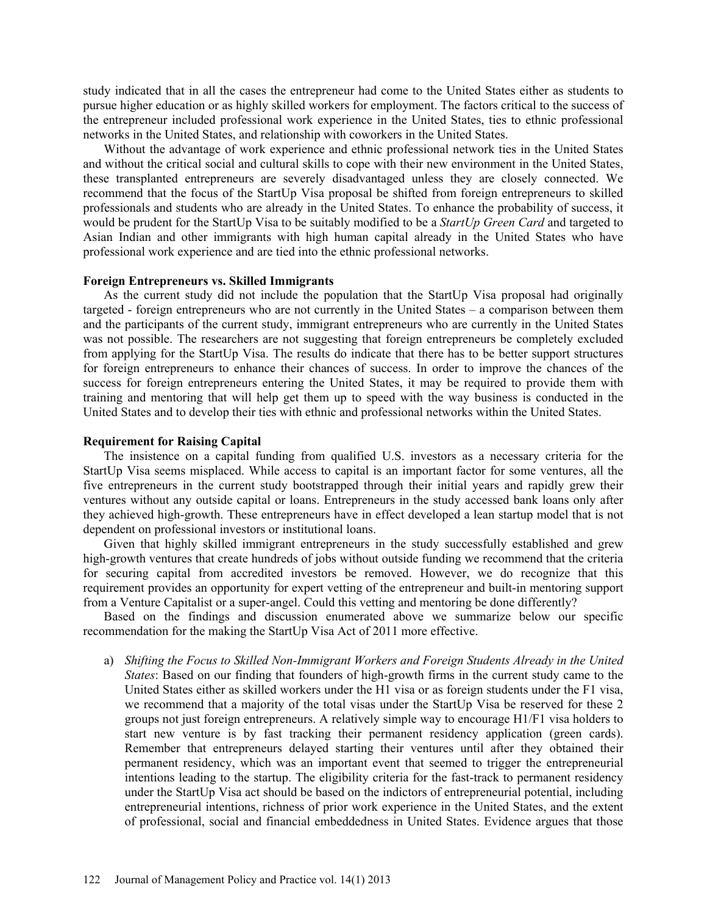study indicated that in all the cases the entrepreneur had come to the United States either as students to pursue higher education or as highly skilled workers for employment. The factors critical to the success of the entrepreneur included professional work experience in the United States, ties to ethnic professional networks in the United States, and relationship with coworkers in the United States.

Without the advantage of work experience and ethnic professional network ties in the United States and without the critical social and cultural skills to cope with their new environment in the United States, these transplanted entrepreneurs are severely disadvantaged unless they are closely connected. We recommend that the focus of the StartUp Visa proposal be shifted from foreign entrepreneurs to skilled professionals and students who are already in the United States. To enhance the probability of success, it would be prudent for the StartUp Visa to be suitably modified to be a *StartUp Green Card* and targeted to Asian Indian and other immigrants with high human capital already in the United States who have professional work experience and are tied into the ethnic professional networks.

**Foreign Entrepreneurs vs. Skilled Immigrants**

As the current study did not include the population that the StartUp Visa proposal had originally targeted - foreign entrepreneurs who are not currently in the United States – a comparison between them and the participants of the current study, immigrant entrepreneurs who are currently in the United States was not possible. The researchers are not suggesting that foreign entrepreneurs be completely excluded from applying for the StartUp Visa. The results do indicate that there has to be better support structures for foreign entrepreneurs to enhance their chances of success. In order to improve the chances of the success for foreign entrepreneurs entering the United States, it may be required to provide them with training and mentoring that will help get them up to speed with the way business is conducted in the United States and to develop their ties with ethnic and professional networks within the United States.

**Requirement for Raising Capital**

The insistence on a capital funding from qualified U.S. investors as a necessary criteria for the StartUp Visa seems misplaced. While access to capital is an important factor for some ventures, all the five entrepreneurs in the current study bootstrapped through their initial years and rapidly grew their ventures without any outside capital or loans. Entrepreneurs in the study accessed bank loans only after they achieved high-growth. These entrepreneurs have in effect developed a lean startup model that is not dependent on professional investors or institutional loans.

Given that highly skilled immigrant entrepreneurs in the study successfully established and grew high-growth ventures that create hundreds of jobs without outside funding we recommend that the criteria for securing capital from accredited investors be removed. However, we do recognize that this requirement provides an opportunity for expert vetting of the entrepreneur and built-in mentoring support from a Venture Capitalist or a super-angel. Could this vetting and mentoring be done differently?

Based on the findings and discussion enumerated above we summarize below our specific recommendation for the making the StartUp Visa Act of 2011 more effective.

a) *Shifting the Focus to Skilled Non-Immigrant Workers and Foreign Students Already in the United States*: Based on our finding that founders of high-growth firms in the current study came to the United States either as skilled workers under the H1 visa or as foreign students under the F1 visa, we recommend that a majority of the total visas under the StartUp Visa be reserved for these 2 groups not just foreign entrepreneurs. A relatively simple way to encourage H1/F1 visa holders to start new venture is by fast tracking their permanent residency application (green cards). Remember that entrepreneurs delayed starting their ventures until after they obtained their permanent residency, which was an important event that seemed to trigger the entrepreneurial intentions leading to the startup. The eligibility criteria for the fast-track to permanent residency under the StartUp Visa act should be based on the indictors of entrepreneurial potential, including entrepreneurial intentions, richness of prior work experience in the United States, and the extent of professional, social and financial embeddedness in United States. Evidence argues that those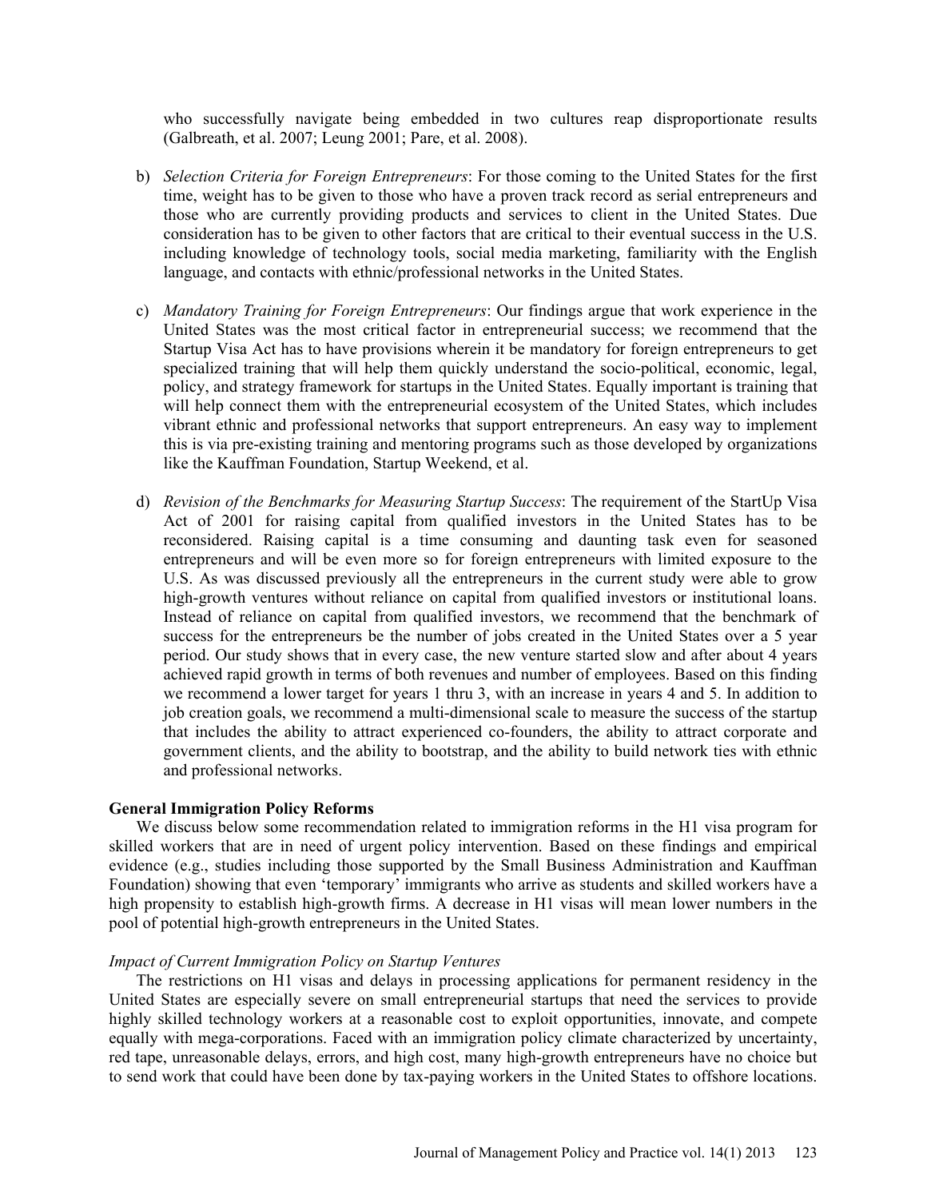who successfully navigate being embedded in two cultures reap disproportionate results (Galbreath, et al. 2007; Leung 2001; Pare, et al. 2008).

b) *Selection Criteria for Foreign Entrepreneurs*: For those coming to the United States for the first time, weight has to be given to those who have a proven track record as serial entrepreneurs and those who are currently providing products and services to client in the United States. Due consideration has to be given to other factors that are critical to their eventual success in the U.S. including knowledge of technology tools, social media marketing, familiarity with the English language, and contacts with ethnic/professional networks in the United States.

c) *Mandatory Training for Foreign Entrepreneurs*: Our findings argue that work experience in the United States was the most critical factor in entrepreneurial success; we recommend that the Startup Visa Act has to have provisions wherein it be mandatory for foreign entrepreneurs to get specialized training that will help them quickly understand the socio-political, economic, legal, policy, and strategy framework for startups in the United States. Equally important is training that will help connect them with the entrepreneurial ecosystem of the United States, which includes vibrant ethnic and professional networks that support entrepreneurs. An easy way to implement this is via pre-existing training and mentoring programs such as those developed by organizations like the Kauffman Foundation, Startup Weekend, et al.

d) *Revision of the Benchmarks for Measuring Startup Success*: The requirement of the StartUp Visa Act of 2001 for raising capital from qualified investors in the United States has to be reconsidered. Raising capital is a time consuming and daunting task even for seasoned entrepreneurs and will be even more so for foreign entrepreneurs with limited exposure to the U.S. As was discussed previously all the entrepreneurs in the current study were able to grow high-growth ventures without reliance on capital from qualified investors or institutional loans. Instead of reliance on capital from qualified investors, we recommend that the benchmark of success for the entrepreneurs be the number of jobs created in the United States over a 5 year period. Our study shows that in every case, the new venture started slow and after about 4 years achieved rapid growth in terms of both revenues and number of employees. Based on this finding we recommend a lower target for years 1 thru 3, with an increase in years 4 and 5. In addition to job creation goals, we recommend a multi-dimensional scale to measure the success of the startup that includes the ability to attract experienced co-founders, the ability to attract corporate and government clients, and the ability to bootstrap, and the ability to build network ties with ethnic and professional networks.

**General Immigration Policy Reforms**

We discuss below some recommendation related to immigration reforms in the H1 visa program for skilled workers that are in need of urgent policy intervention. Based on these findings and empirical evidence (e.g., studies including those supported by the Small Business Administration and Kauffman Foundation) showing that even 'temporary' immigrants who arrive as students and skilled workers have a high propensity to establish high-growth firms. A decrease in H1 visas will mean lower numbers in the pool of potential high-growth entrepreneurs in the United States.

*Impact of Current Immigration Policy on Startup Ventures*

The restrictions on H1 visas and delays in processing applications for permanent residency in the United States are especially severe on small entrepreneurial startups that need the services to provide highly skilled technology workers at a reasonable cost to exploit opportunities, innovate, and compete equally with mega-corporations. Faced with an immigration policy climate characterized by uncertainty, red tape, unreasonable delays, errors, and high cost, many high-growth entrepreneurs have no choice but to send work that could have been done by tax-paying workers in the United States to offshore locations.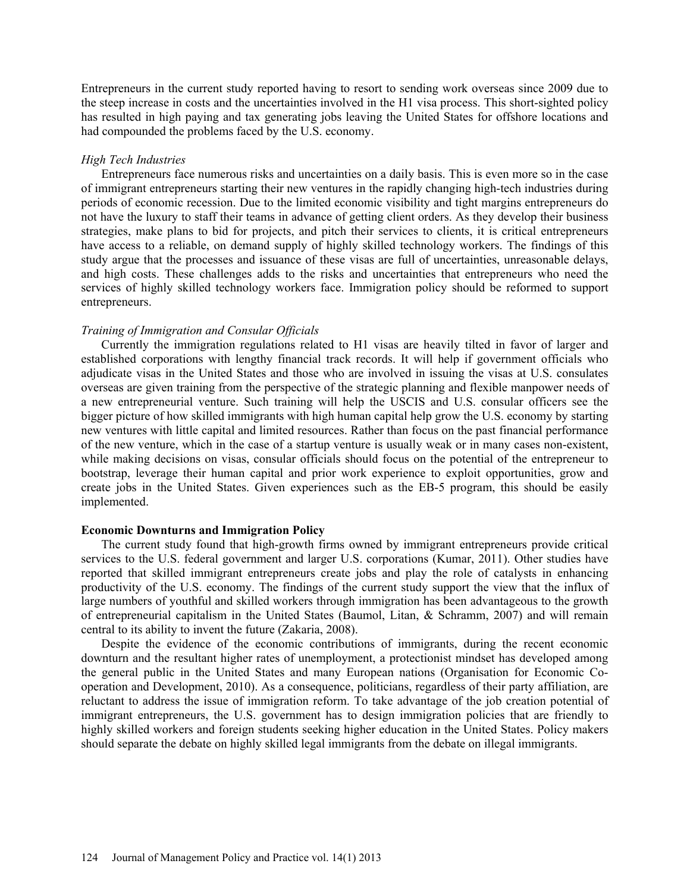Entrepreneurs in the current study reported having to resort to sending work overseas since 2009 due to the steep increase in costs and the uncertainties involved in the H1 visa process. This short-sighted policy has resulted in high paying and tax generating jobs leaving the United States for offshore locations and had compounded the problems faced by the U.S. economy.

*High Tech Industries*

Entrepreneurs face numerous risks and uncertainties on a daily basis. This is even more so in the case of immigrant entrepreneurs starting their new ventures in the rapidly changing high-tech industries during periods of economic recession. Due to the limited economic visibility and tight margins entrepreneurs do not have the luxury to staff their teams in advance of getting client orders. As they develop their business strategies, make plans to bid for projects, and pitch their services to clients, it is critical entrepreneurs have access to a reliable, on demand supply of highly skilled technology workers. The findings of this study argue that the processes and issuance of these visas are full of uncertainties, unreasonable delays, and high costs. These challenges adds to the risks and uncertainties that entrepreneurs who need the services of highly skilled technology workers face. Immigration policy should be reformed to support entrepreneurs.

*Training of Immigration and Consular Officials*

Currently the immigration regulations related to H1 visas are heavily tilted in favor of larger and established corporations with lengthy financial track records. It will help if government officials who adjudicate visas in the United States and those who are involved in issuing the visas at U.S. consulates overseas are given training from the perspective of the strategic planning and flexible manpower needs of a new entrepreneurial venture. Such training will help the USCIS and U.S. consular officers see the bigger picture of how skilled immigrants with high human capital help grow the U.S. economy by starting new ventures with little capital and limited resources. Rather than focus on the past financial performance of the new venture, which in the case of a startup venture is usually weak or in many cases non-existent, while making decisions on visas, consular officials should focus on the potential of the entrepreneur to bootstrap, leverage their human capital and prior work experience to exploit opportunities, grow and create jobs in the United States. Given experiences such as the EB-5 program, this should be easily implemented.

**Economic Downturns and Immigration Policy**

The current study found that high-growth firms owned by immigrant entrepreneurs provide critical services to the U.S. federal government and larger U.S. corporations (Kumar, 2011). Other studies have reported that skilled immigrant entrepreneurs create jobs and play the role of catalysts in enhancing productivity of the U.S. economy. The findings of the current study support the view that the influx of large numbers of youthful and skilled workers through immigration has been advantageous to the growth of entrepreneurial capitalism in the United States (Baumol, Litan, & Schramm, 2007) and will remain central to its ability to invent the future (Zakaria, 2008).

Despite the evidence of the economic contributions of immigrants, during the recent economic downturn and the resultant higher rates of unemployment, a protectionist mindset has developed among the general public in the United States and many European nations (Organisation for Economic Co-operation and Development, 2010). As a consequence, politicians, regardless of their party affiliation, are reluctant to address the issue of immigration reform. To take advantage of the job creation potential of immigrant entrepreneurs, the U.S. government has to design immigration policies that are friendly to highly skilled workers and foreign students seeking higher education in the United States. Policy makers should separate the debate on highly skilled legal immigrants from the debate on illegal immigrants.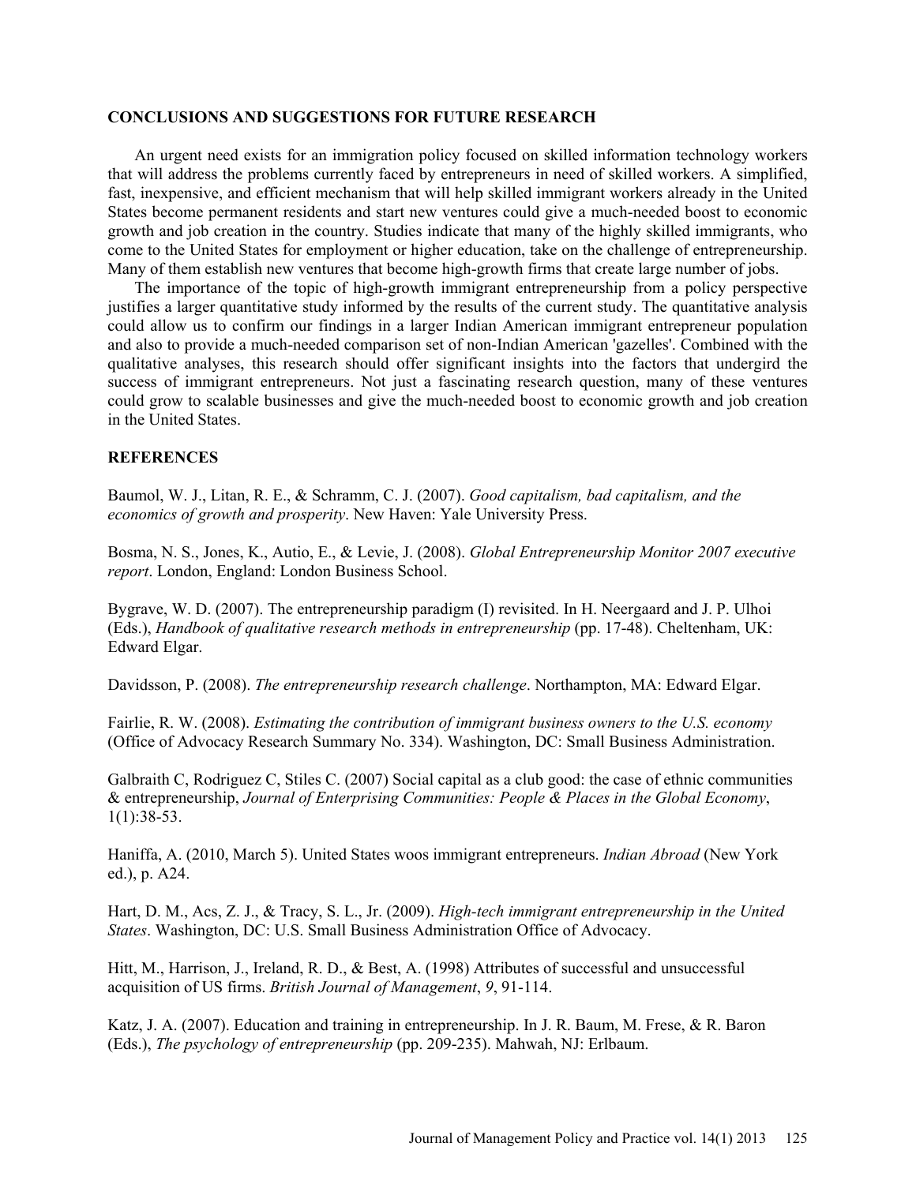## CONCLUSIONS AND SUGGESTIONS FOR FUTURE RESEARCH

An urgent need exists for an immigration policy focused on skilled information technology workers that will address the problems currently faced by entrepreneurs in need of skilled workers. A simplified, fast, inexpensive, and efficient mechanism that will help skilled immigrant workers already in the United States become permanent residents and start new ventures could give a much-needed boost to economic growth and job creation in the country. Studies indicate that many of the highly skilled immigrants, who come to the United States for employment or higher education, take on the challenge of entrepreneurship. Many of them establish new ventures that become high-growth firms that create large number of jobs.

The importance of the topic of high-growth immigrant entrepreneurship from a policy perspective justifies a larger quantitative study informed by the results of the current study. The quantitative analysis could allow us to confirm our findings in a larger Indian American immigrant entrepreneur population and also to provide a much-needed comparison set of non-Indian American 'gazelles'. Combined with the qualitative analyses, this research should offer significant insights into the factors that undergird the success of immigrant entrepreneurs. Not just a fascinating research question, many of these ventures could grow to scalable businesses and give the much-needed boost to economic growth and job creation in the United States.

## REFERENCES

Baumol, W. J., Litan, R. E., & Schramm, C. J. (2007). *Good capitalism, bad capitalism, and the economics of growth and prosperity*. New Haven: Yale University Press.

Bosma, N. S., Jones, K., Autio, E., & Levie, J. (2008). *Global Entrepreneurship Monitor 2007 executive report*. London, England: London Business School.

Bygrave, W. D. (2007). The entrepreneurship paradigm (I) revisited. In H. Neergaard and J. P. Ulhoi (Eds.), *Handbook of qualitative research methods in entrepreneurship* (pp. 17-48). Cheltenham, UK: Edward Elgar.

Davidsson, P. (2008). *The entrepreneurship research challenge*. Northampton, MA: Edward Elgar.

Fairlie, R. W. (2008). *Estimating the contribution of immigrant business owners to the U.S. economy* (Office of Advocacy Research Summary No. 334). Washington, DC: Small Business Administration.

Galbraith C, Rodriguez C, Stiles C. (2007) Social capital as a club good: the case of ethnic communities & entrepreneurship, *Journal of Enterprising Communities: People & Places in the Global Economy*, 1(1):38-53.

Haniffa, A. (2010, March 5). United States woos immigrant entrepreneurs. *Indian Abroad* (New York ed.), p. A24.

Hart, D. M., Acs, Z. J., & Tracy, S. L., Jr. (2009). *High-tech immigrant entrepreneurship in the United States*. Washington, DC: U.S. Small Business Administration Office of Advocacy.

Hitt, M., Harrison, J., Ireland, R. D., & Best, A. (1998) Attributes of successful and unsuccessful acquisition of US firms. *British Journal of Management*, *9*, 91-114.

Katz, J. A. (2007). Education and training in entrepreneurship. In J. R. Baum, M. Frese, & R. Baron (Eds.), *The psychology of entrepreneurship* (pp. 209-235). Mahwah, NJ: Erlbaum.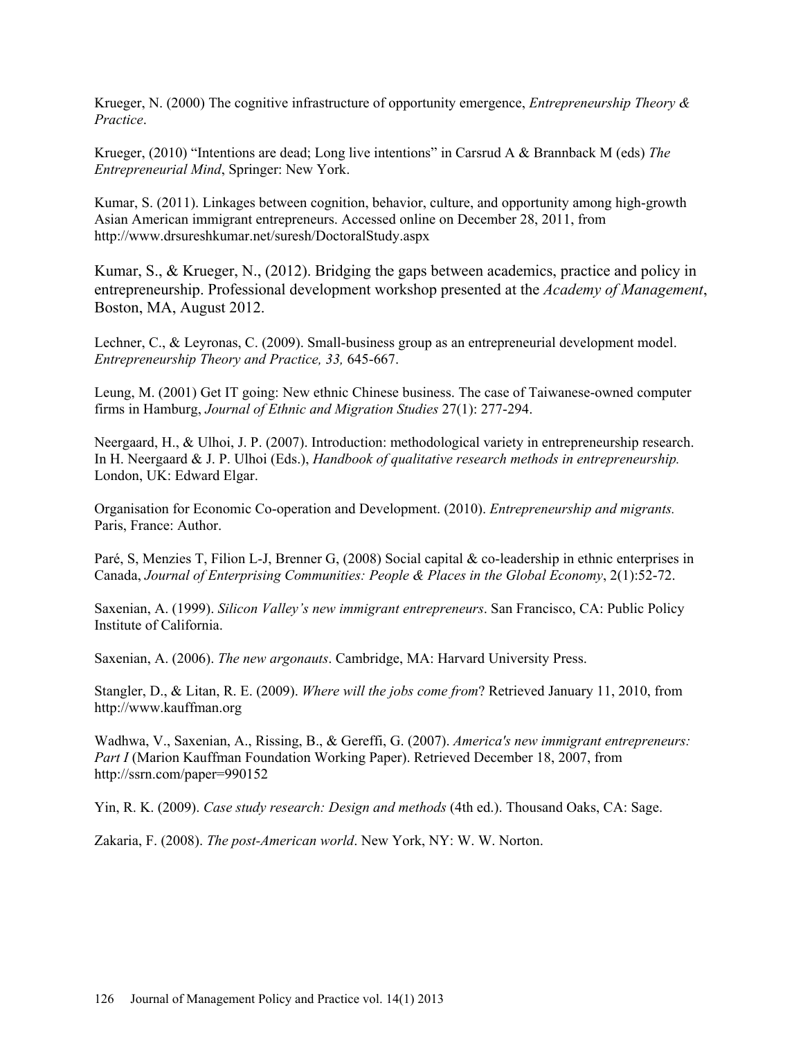Krueger, N. (2000) The cognitive infrastructure of opportunity emergence, *Entrepreneurship Theory & Practice*.

Krueger, (2010) "Intentions are dead; Long live intentions" in Carsrud A & Brannback M (eds) *The Entrepreneurial Mind*, Springer: New York.

Kumar, S. (2011). Linkages between cognition, behavior, culture, and opportunity among high-growth Asian American immigrant entrepreneurs. Accessed online on December 28, 2011, from http://www.drsureshkumar.net/suresh/DoctoralStudy.aspx

Kumar, S., & Krueger, N., (2012). Bridging the gaps between academics, practice and policy in entrepreneurship. Professional development workshop presented at the *Academy of Management*, Boston, MA, August 2012.

Lechner, C., & Leyronas, C. (2009). Small-business group as an entrepreneurial development model. *Entrepreneurship Theory and Practice, 33,* 645-667.

Leung, M. (2001) Get IT going: New ethnic Chinese business. The case of Taiwanese-owned computer firms in Hamburg, *Journal of Ethnic and Migration Studies* 27(1): 277-294.

Neergaard, H., & Ulhoi, J. P. (2007). Introduction: methodological variety in entrepreneurship research. In H. Neergaard & J. P. Ulhoi (Eds.), *Handbook of qualitative research methods in entrepreneurship.* London, UK: Edward Elgar.

Organisation for Economic Co-operation and Development. (2010). *Entrepreneurship and migrants.* Paris, France: Author.

Paré, S, Menzies T, Filion L-J, Brenner G, (2008) Social capital & co-leadership in ethnic enterprises in Canada, *Journal of Enterprising Communities: People & Places in the Global Economy*, 2(1):52-72.

Saxenian, A. (1999). *Silicon Valley's new immigrant entrepreneurs*. San Francisco, CA: Public Policy Institute of California.

Saxenian, A. (2006). *The new argonauts*. Cambridge, MA: Harvard University Press.

Stangler, D., & Litan, R. E. (2009). *Where will the jobs come from*? Retrieved January 11, 2010, from http://www.kauffman.org

Wadhwa, V., Saxenian, A., Rissing, B., & Gereffi, G. (2007). *America's new immigrant entrepreneurs: Part I* (Marion Kauffman Foundation Working Paper). Retrieved December 18, 2007, from http://ssrn.com/paper=990152

Yin, R. K. (2009). *Case study research: Design and methods* (4th ed.). Thousand Oaks, CA: Sage.

Zakaria, F. (2008). *The post-American world*. New York, NY: W. W. Norton.